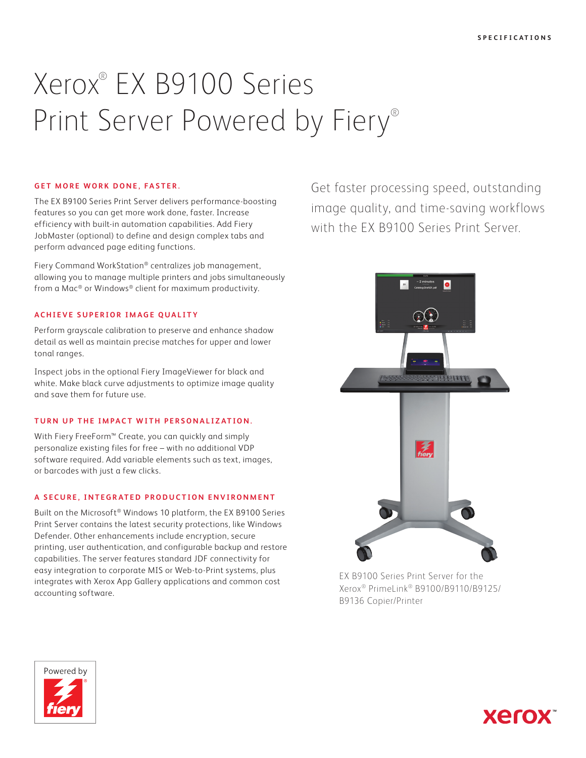SPECIFICATIONS

# Xerox® EX B9100 Series Print Server Powered by Fiery®

Get faster processing speed, outstanding image quality, and time-saving workflows with the EX B9100 Series Print Server.

## GET MORE WORK DONE, FASTER.

The EX B9100 Series Print Server delivers performance-boosting features so you can get more work done, faster. Increase efficiency with built-in automation capabilities. Add Fiery JobMaster (optional) to define and design complex tabs and perform advanced page editing functions.

Fiery Command WorkStation® centralizes job management, allowing you to manage multiple printers and jobs simultaneously from a Mac® or Windows® client for maximum productivity.

## ACHIEVE SUPERIOR IMAGE QUALITY

Perform grayscale calibration to preserve and enhance shadow detail as well as maintain precise matches for upper and lower tonal ranges.

Inspect jobs in the optional Fiery ImageViewer for black and white. Make black curve adjustments to optimize image quality and save them for future use.

## TURN UP THE IMPACT WITH PERSONALIZATION.

With Fiery FreeForm™ Create, you can quickly and simply personalize existing files for free – with no additional VDP software required. Add variable elements such as text, images, or barcodes with just a few clicks.

## A SECURE, INTEGRATED PRODUCTION ENVIRONMENT

Built on the Microsoft® Windows 10 platform, the EX B9100 Series Print Server contains the latest security protections, like Windows Defender. Other enhancements include encryption, secure printing, user authentication, and configurable backup and restore capabilities. The server features standard JDF connectivity for easy integration to corporate MIS or Web-to-Print systems, plus integrates with Xerox App Gallery applications and common cost accounting software.

EX B9100 Series Print Server for the Xerox® PrimeLink® B9100/B9110/B9125/B9136 Copier/Printer

Powered by fiery®

xerox™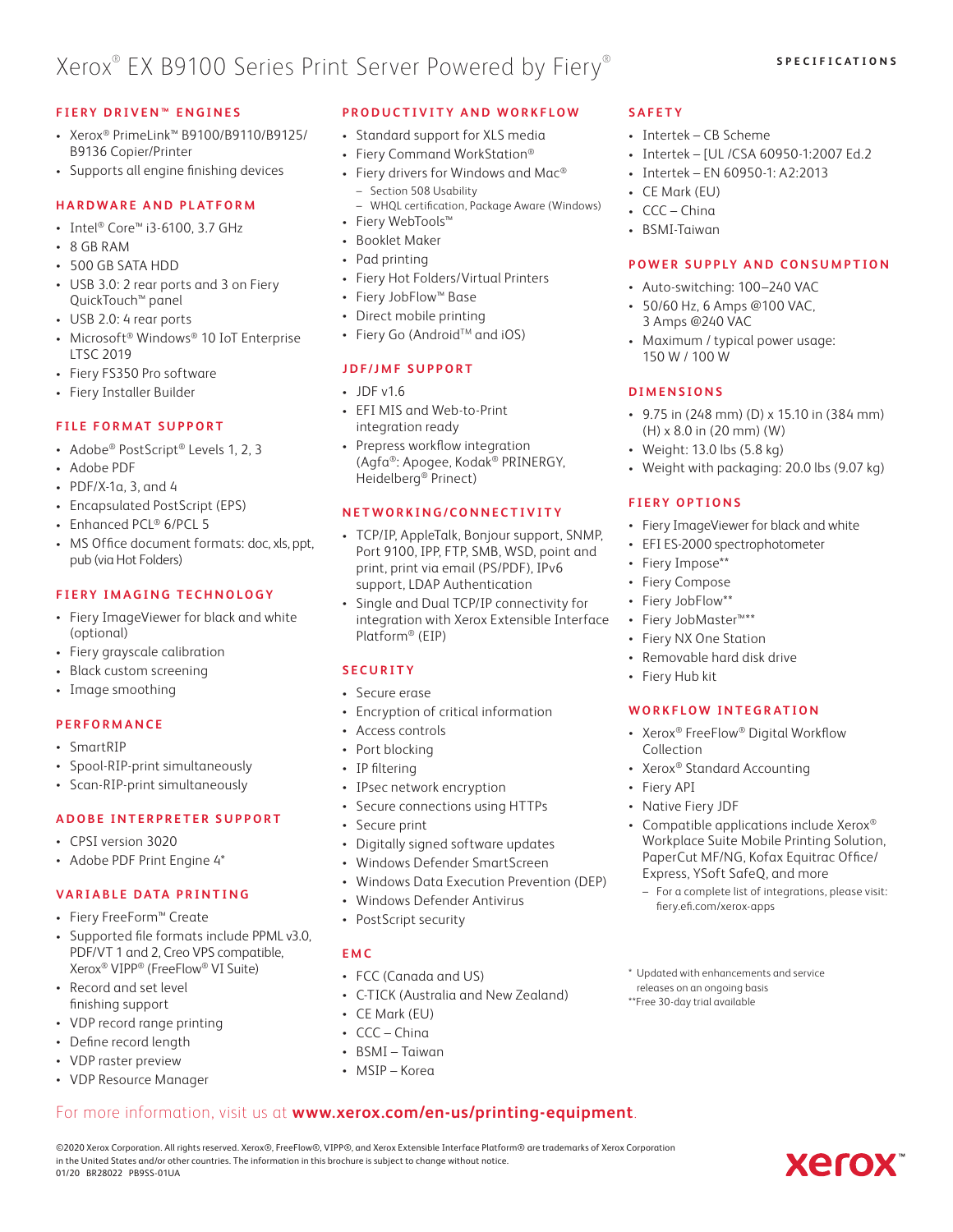# Xerox® EX B9100 Series Print Server Powered by Fiery®

SPECIFICATIONS

## FIERY DRIVEN™ ENGINES

- Xerox® PrimeLink™ B9100/B9110/B9125/B9136 Copier/Printer
- Supports all engine finishing devices

## HARDWARE AND PLATFORM

- Intel® Core™ i3-6100, 3.7 GHz
- 8 GB RAM
- 500 GB SATA HDD
- USB 3.0: 2 rear ports and 3 on Fiery QuickTouch™ panel
- USB 2.0: 4 rear ports
- Microsoft® Windows® 10 IoT Enterprise LTSC 2019
- Fiery FS350 Pro software
- Fiery Installer Builder

## FILE FORMAT SUPPORT

- Adobe® PostScript® Levels 1, 2, 3
- Adobe PDF
- PDF/X-1a, 3, and 4
- Encapsulated PostScript (EPS)
- Enhanced PCL® 6/PCL 5
- MS Office document formats: doc, xls, ppt, pub (via Hot Folders)

## FIERY IMAGING TECHNOLOGY

- Fiery ImageViewer for black and white (optional)
- Fiery grayscale calibration
- Black custom screening
- Image smoothing

## PERFORMANCE

- SmartRIP
- Spool-RIP-print simultaneously
- Scan-RIP-print simultaneously

## ADOBE INTERPRETER SUPPORT

- CPSI version 3020
- Adobe PDF Print Engine 4*

## VARIABLE DATA PRINTING

- Fiery FreeForm™ Create
- Supported file formats include PPML v3.0, PDF/VT 1 and 2, Creo VPS compatible, Xerox® VIPP® (FreeFlow® VI Suite)
- Record and set level finishing support
- VDP record range printing
- Define record length
- VDP raster preview
- VDP Resource Manager

## PRODUCTIVITY AND WORKFLOW

- Standard support for XLS media
- Fiery Command WorkStation®
- Fiery drivers for Windows and Mac®
  - Section 508 Usability
  - WHQL certification, Package Aware (Windows)
- Fiery WebTools™
- Booklet Maker
- Pad printing
- Fiery Hot Folders/Virtual Printers
- Fiery JobFlow™ Base
- Direct mobile printing
- Fiery Go (Android™ and iOS)

## JDF/JMF SUPPORT

- JDF v1.6
- EFI MIS and Web-to-Print integration ready
- Prepress workflow integration (Agfa®: Apogee, Kodak® PRINERGY, Heidelberg® Prinect)

## NETWORKING/CONNECTIVITY

- TCP/IP, AppleTalk, Bonjour support, SNMP, Port 9100, IPP, FTP, SMB, WSD, point and print, print via email (PS/PDF), IPv6 support, LDAP Authentication
- Single and Dual TCP/IP connectivity for integration with Xerox Extensible Interface Platform® (EIP)

## SECURITY

- Secure erase
- Encryption of critical information
- Access controls
- Port blocking
- IP filtering
- IPsec network encryption
- Secure connections using HTTPs
- Secure print
- Digitally signed software updates
- Windows Defender SmartScreen
- Windows Data Execution Prevention (DEP)
- Windows Defender Antivirus
- PostScript security

## EMC

- FCC (Canada and US)
- C-TICK (Australia and New Zealand)
- CE Mark (EU)
- CCC – China
- BSMI – Taiwan
- MSIP – Korea

## SAFETY

- Intertek – CB Scheme
- Intertek – [UL /CSA 60950-1:2007 Ed.2
- Intertek – EN 60950-1: A2:2013
- CE Mark (EU)
- CCC – China
- BSMI-Taiwan

## POWER SUPPLY AND CONSUMPTION

- Auto-switching: 100–240 VAC
- 50/60 Hz, 6 Amps @100 VAC, 3 Amps @240 VAC
- Maximum / typical power usage: 150 W / 100 W

## DIMENSIONS

- 9.75 in (248 mm) (D) x 15.10 in (384 mm) (H) x 8.0 in (20 mm) (W)
- Weight: 13.0 lbs (5.8 kg)
- Weight with packaging: 20.0 lbs (9.07 kg)

## FIERY OPTIONS

- Fiery ImageViewer for black and white
- EFI ES-2000 spectrophotometer
- Fiery Impose**
- Fiery Compose
- Fiery JobFlow**
- Fiery JobMaster™**
- Fiery NX One Station
- Removable hard disk drive
- Fiery Hub kit

## WORKFLOW INTEGRATION

- Xerox® FreeFlow® Digital Workflow Collection
- Xerox® Standard Accounting
- Fiery API
- Native Fiery JDF
- Compatible applications include Xerox® Workplace Suite Mobile Printing Solution, PaperCut MF/NG, Kofax Equitrac Office/Express, YSoft SafeQ, and more
  - For a complete list of integrations, please visit: fiery.efi.com/xerox-apps

\* Updated with enhancements and service releases on an ongoing basis

\**Free 30-day trial available

For more information, visit us at **www.xerox.com/en-us/printing-equipment**.

©2020 Xerox Corporation. All rights reserved. Xerox®, FreeFlow®, VIPP®, and Xerox Extensible Interface Platform® are trademarks of Xerox Corporation in the United States and/or other countries. The information in this brochure is subject to change without notice.
01/20 BR28022 PB9SS-01UA

xerox™